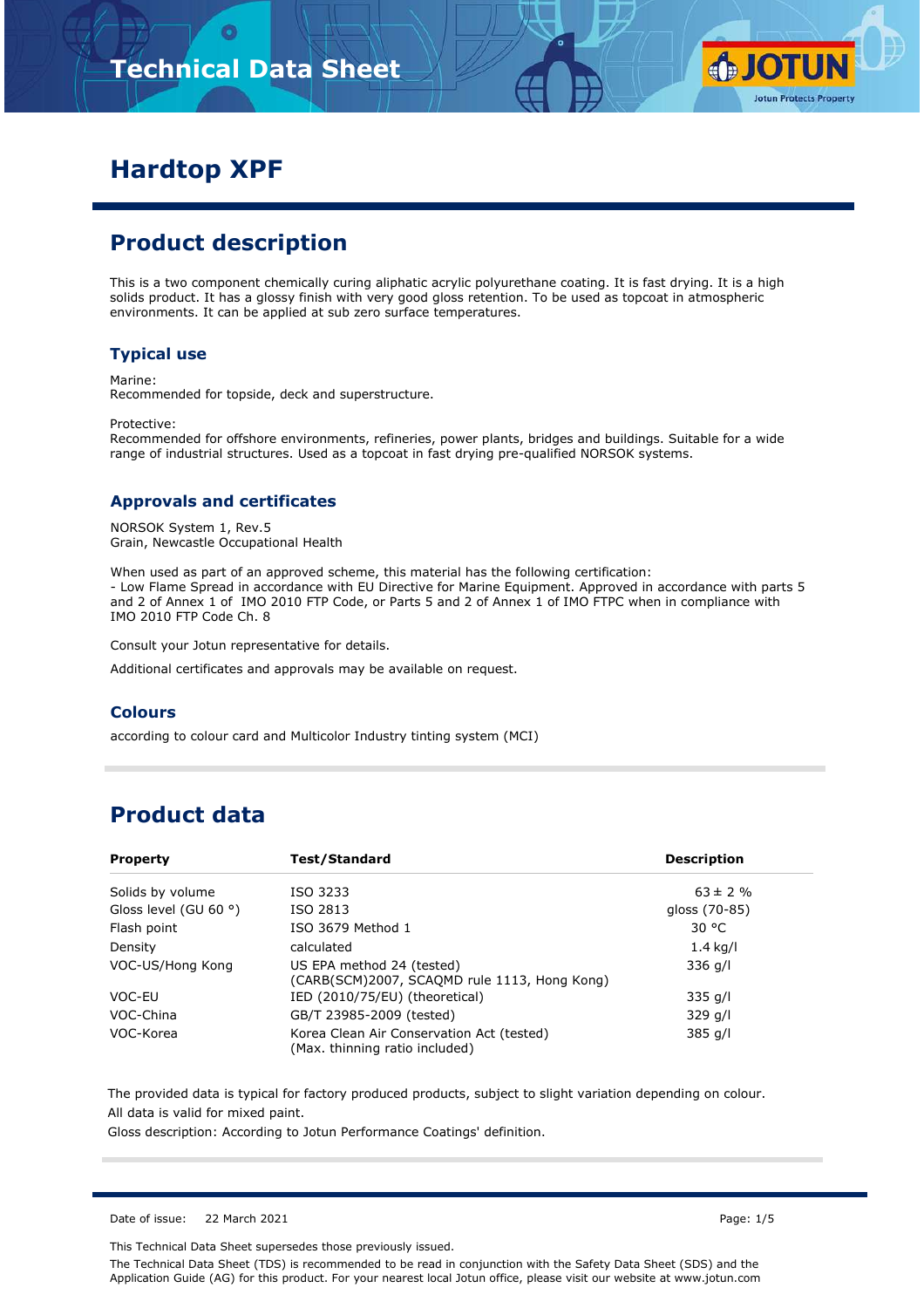# Hardtop XPF

## Product description

This is a two component chemically curing aliphatic acrylic polyurethane coating. It is fast drying. It is a high solids product. It has a glossy finish with very good gloss retention. To be used as topcoat in atmospheric environments. It can be applied at sub zero surface temperatures.

### Typical use

Marine:
Recommended for topside, deck and superstructure.

Protective:
Recommended for offshore environments, refineries, power plants, bridges and buildings. Suitable for a wide range of industrial structures. Used as a topcoat in fast drying pre-qualified NORSOK systems.

### Approvals and certificates

NORSOK System 1, Rev.5
Grain, Newcastle Occupational Health

When used as part of an approved scheme, this material has the following certification:
- Low Flame Spread in accordance with EU Directive for Marine Equipment. Approved in accordance with parts 5 and 2 of Annex 1 of IMO 2010 FTP Code, or Parts 5 and 2 of Annex 1 of IMO FTPC when in compliance with IMO 2010 FTP Code Ch. 8

Consult your Jotun representative for details.

Additional certificates and approvals may be available on request.

### Colours

according to colour card and Multicolor Industry tinting system (MCI)

## Product data

| Property | Test/Standard | Description |
|---|---|---|
| Solids by volume | ISO 3233 | 63 ± 2 % |
| Gloss level (GU 60 °) | ISO 2813 | gloss (70-85) |
| Flash point | ISO 3679 Method 1 | 30 °C |
| Density | calculated | 1.4 kg/l |
| VOC-US/Hong Kong | US EPA method 24 (tested) (CARB(SCM)2007, SCAQMD rule 1113, Hong Kong) | 336 g/l |
| VOC-EU | IED (2010/75/EU) (theoretical) | 335 g/l |
| VOC-China | GB/T 23985-2009 (tested) | 329 g/l |
| VOC-Korea | Korea Clean Air Conservation Act (tested) (Max. thinning ratio included) | 385 g/l |

The provided data is typical for factory produced products, subject to slight variation depending on colour.
All data is valid for mixed paint.
Gloss description: According to Jotun Performance Coatings' definition.

Date of issue: 22 March 2021

This Technical Data Sheet supersedes those previously issued.

The Technical Data Sheet (TDS) is recommended to be read in conjunction with the Safety Data Sheet (SDS) and the Application Guide (AG) for this product. For your nearest local Jotun office, please visit our website at www.jotun.com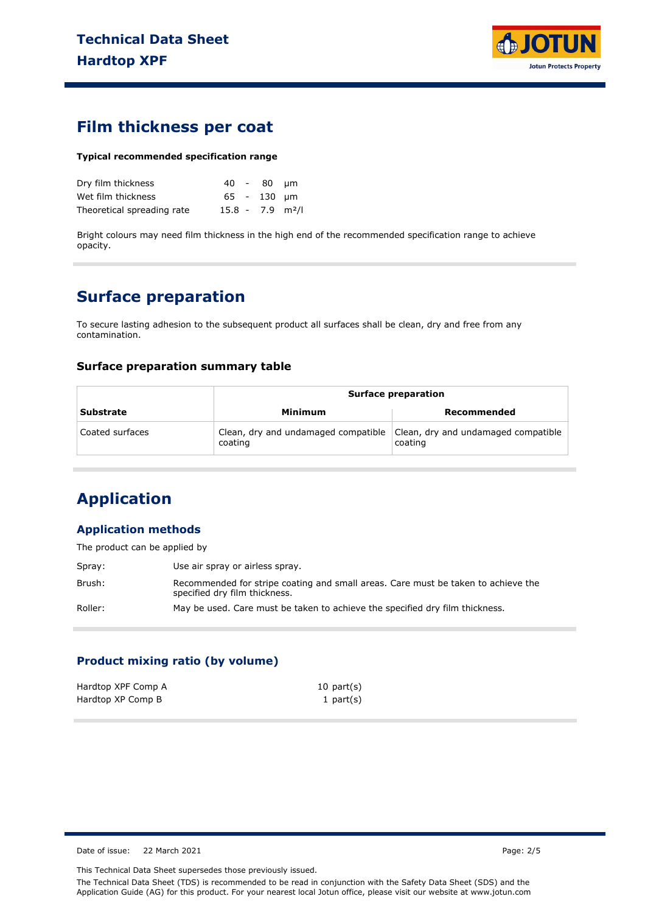# Film thickness per coat

**Typical recommended specification range**

| | | | | |
|---|---|---|---|---|
| Dry film thickness | 40 | - | 80 | μm |
| Wet film thickness | 65 | - | 130 | μm |
| Theoretical spreading rate | 15.8 | - | 7.9 | m²/l |

Bright colours may need film thickness in the high end of the recommended specification range to achieve opacity.

# Surface preparation

To secure lasting adhesion to the subsequent product all surfaces shall be clean, dry and free from any contamination.

### Surface preparation summary table

| | Surface preparation | |
|---|---|---|
| **Substrate** | **Minimum** | **Recommended** |
| Coated surfaces | Clean, dry and undamaged compatible coating | Clean, dry and undamaged compatible coating |

# Application

## Application methods

The product can be applied by

| | |
|---|---|
| Spray: | Use air spray or airless spray. |
| Brush: | Recommended for stripe coating and small areas. Care must be taken to achieve the specified dry film thickness. |
| Roller: | May be used. Care must be taken to achieve the specified dry film thickness. |

## Product mixing ratio (by volume)

| | |
|---|---|
| Hardtop XPF Comp A | 10 part(s) |
| Hardtop XP Comp B | 1 part(s) |

Date of issue: 22 March 2021

This Technical Data Sheet supersedes those previously issued.

The Technical Data Sheet (TDS) is recommended to be read in conjunction with the Safety Data Sheet (SDS) and the Application Guide (AG) for this product. For your nearest local Jotun office, please visit our website at www.jotun.com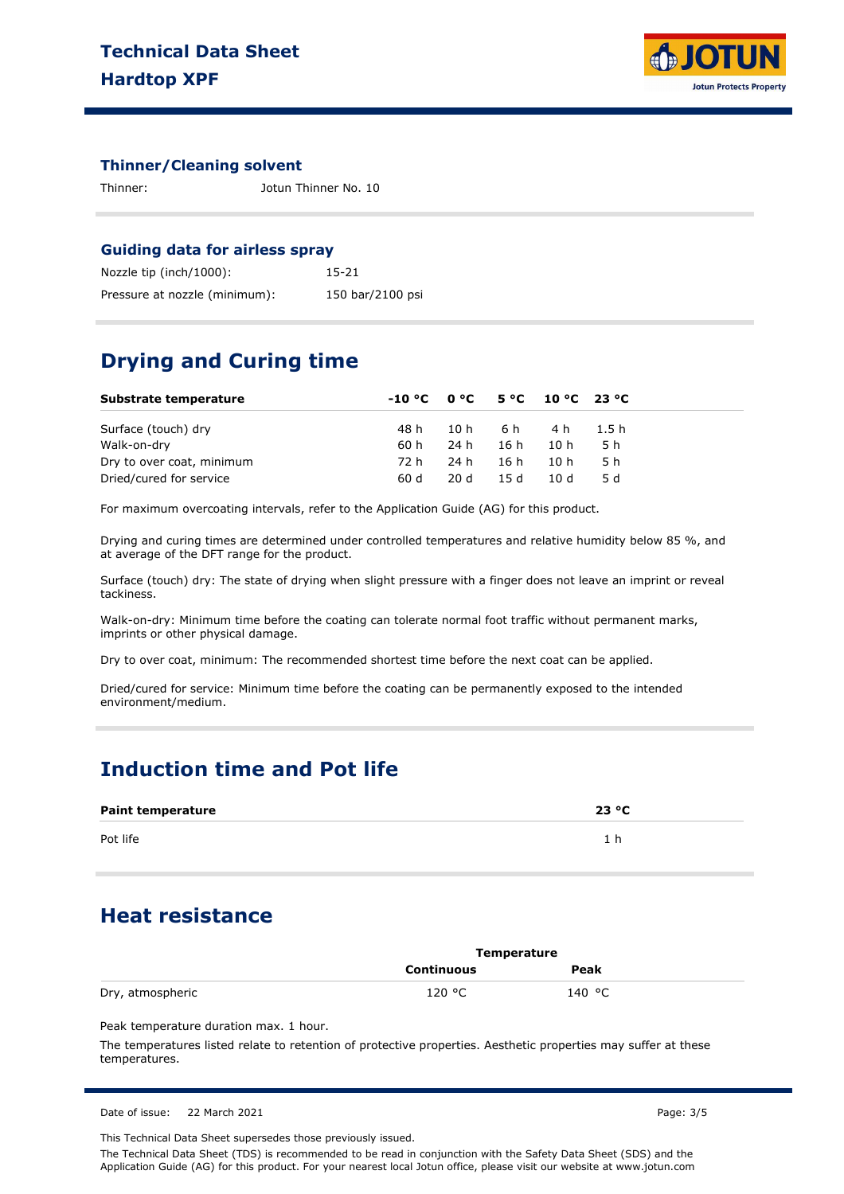### Thinner/Cleaning solvent

| | |
|---|---|
| Thinner: | Jotun Thinner No. 10 |

### Guiding data for airless spray

| | |
|---|---|
| Nozzle tip (inch/1000): | 15-21 |
| Pressure at nozzle (minimum): | 150 bar/2100 psi |

## Drying and Curing time

| Substrate temperature | -10 °C | 0 °C | 5 °C | 10 °C | 23 °C |
|---|---|---|---|---|---|
| Surface (touch) dry | 48 h | 10 h | 6 h | 4 h | 1.5 h |
| Walk-on-dry | 60 h | 24 h | 16 h | 10 h | 5 h |
| Dry to over coat, minimum | 72 h | 24 h | 16 h | 10 h | 5 h |
| Dried/cured for service | 60 d | 20 d | 15 d | 10 d | 5 d |

For maximum overcoating intervals, refer to the Application Guide (AG) for this product.

Drying and curing times are determined under controlled temperatures and relative humidity below 85 %, and at average of the DFT range for the product.

Surface (touch) dry: The state of drying when slight pressure with a finger does not leave an imprint or reveal tackiness.

Walk-on-dry: Minimum time before the coating can tolerate normal foot traffic without permanent marks, imprints or other physical damage.

Dry to over coat, minimum: The recommended shortest time before the next coat can be applied.

Dried/cured for service: Minimum time before the coating can be permanently exposed to the intended environment/medium.

## Induction time and Pot life

| Paint temperature | 23 °C |
|---|---|
| Pot life | 1 h |

## Heat resistance

| | Temperature | |
|---|---|---|
| | Continuous | Peak |
| Dry, atmospheric | 120 °C | 140 °C |

Peak temperature duration max. 1 hour.

The temperatures listed relate to retention of protective properties. Aesthetic properties may suffer at these temperatures.

Date of issue: 22 March 2021

This Technical Data Sheet supersedes those previously issued.

The Technical Data Sheet (TDS) is recommended to be read in conjunction with the Safety Data Sheet (SDS) and the Application Guide (AG) for this product. For your nearest local Jotun office, please visit our website at www.jotun.com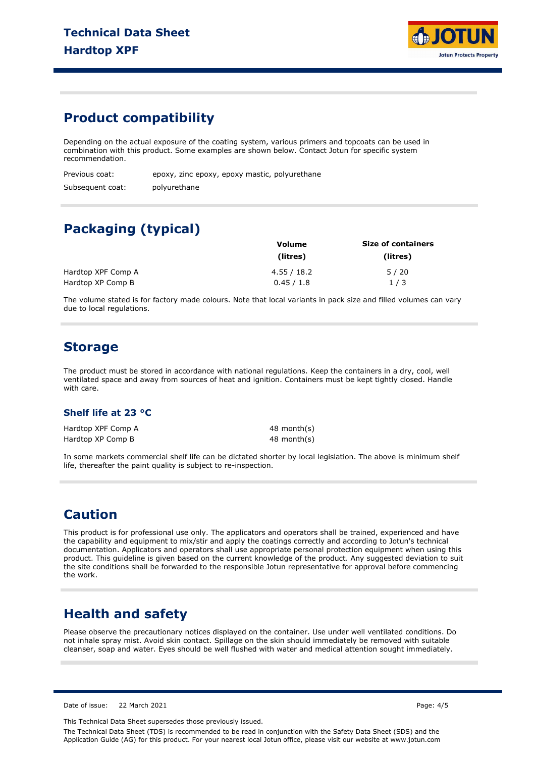## Product compatibility

Depending on the actual exposure of the coating system, various primers and topcoats can be used in combination with this product. Some examples are shown below. Contact Jotun for specific system recommendation.

| | |
|---|---|
| Previous coat: | epoxy, zinc epoxy, epoxy mastic, polyurethane |
| Subsequent coat: | polyurethane |

## Packaging (typical)

| | Volume (litres) | Size of containers (litres) |
|---|---|---|
| Hardtop XPF Comp A | 4.55 / 18.2 | 5 / 20 |
| Hardtop XP Comp B | 0.45 / 1.8 | 1 / 3 |

The volume stated is for factory made colours. Note that local variants in pack size and filled volumes can vary due to local regulations.

## Storage

The product must be stored in accordance with national regulations. Keep the containers in a dry, cool, well ventilated space and away from sources of heat and ignition. Containers must be kept tightly closed. Handle with care.

### Shelf life at 23 °C

| | |
|---|---|
| Hardtop XPF Comp A | 48 month(s) |
| Hardtop XP Comp B | 48 month(s) |

In some markets commercial shelf life can be dictated shorter by local legislation. The above is minimum shelf life, thereafter the paint quality is subject to re-inspection.

## Caution

This product is for professional use only. The applicators and operators shall be trained, experienced and have the capability and equipment to mix/stir and apply the coatings correctly and according to Jotun's technical documentation. Applicators and operators shall use appropriate personal protection equipment when using this product. This guideline is given based on the current knowledge of the product. Any suggested deviation to suit the site conditions shall be forwarded to the responsible Jotun representative for approval before commencing the work.

## Health and safety

Please observe the precautionary notices displayed on the container. Use under well ventilated conditions. Do not inhale spray mist. Avoid skin contact. Spillage on the skin should immediately be removed with suitable cleanser, soap and water. Eyes should be well flushed with water and medical attention sought immediately.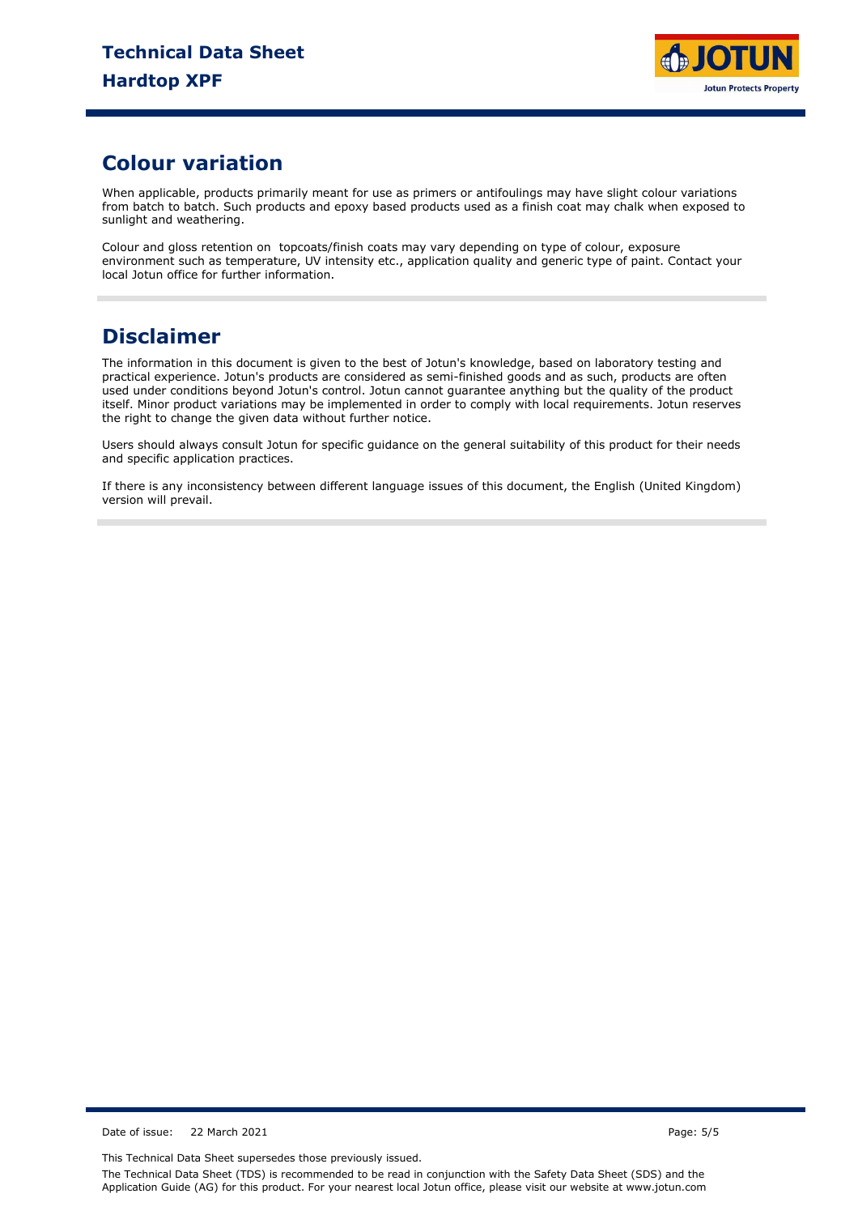## Colour variation

When applicable, products primarily meant for use as primers or antifoulings may have slight colour variations from batch to batch. Such products and epoxy based products used as a finish coat may chalk when exposed to sunlight and weathering.

Colour and gloss retention on topcoats/finish coats may vary depending on type of colour, exposure environment such as temperature, UV intensity etc., application quality and generic type of paint. Contact your local Jotun office for further information.

## Disclaimer

The information in this document is given to the best of Jotun's knowledge, based on laboratory testing and practical experience. Jotun's products are considered as semi-finished goods and as such, products are often used under conditions beyond Jotun's control. Jotun cannot guarantee anything but the quality of the product itself. Minor product variations may be implemented in order to comply with local requirements. Jotun reserves the right to change the given data without further notice.

Users should always consult Jotun for specific guidance on the general suitability of this product for their needs and specific application practices.

If there is any inconsistency between different language issues of this document, the English (United Kingdom) version will prevail.